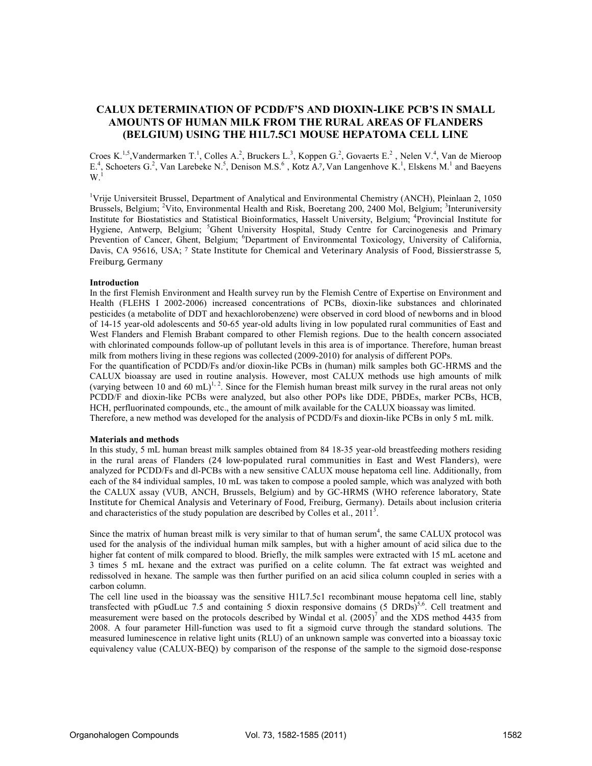# CALUX DETERMINATION OF PCDD/F'S AND DIOXIN-LIKE PCB'S IN SMALL AMOUNTS OF HUMAN MILK FROM THE RURAL AREAS OF FLANDERS (BELGIUM) USING THE H1L7.5C1 MOUSE HEPATOMA CELL LINE

Croes K.[1,5],Vandermarken T.[1], Colles A.[2], Bruckers L.[3], Koppen G.[2], Govaerts E.[2] , Nelen V.[4], Van de Mieroop E.[4], Schoeters G.[2], Van Larebeke N.[5], Denison M.S.[6] , Kotz A.[7], Van Langenhove K.[1], Elskens M.[1] and Baeyens W.[1]

[1]Vrije Universiteit Brussel, Department of Analytical and Environmental Chemistry (ANCH), Pleinlaan 2, 1050 Brussels, Belgium; [2]Vito, Environmental Health and Risk, Boeretang 200, 2400 Mol, Belgium; [3]Interuniversity Institute for Biostatistics and Statistical Bioinformatics, Hasselt University, Belgium; [4]Provincial Institute for Hygiene, Antwerp, Belgium; [5]Ghent University Hospital, Study Centre for Carcinogenesis and Primary Prevention of Cancer, Ghent, Belgium; [6]Department of Environmental Toxicology, University of California, Davis, CA 95616, USA; [7] State Institute for Chemical and Veterinary Analysis of Food, Bissierstrasse 5, Freiburg, Germany

## Introduction

In the first Flemish Environment and Health survey run by the Flemish Centre of Expertise on Environment and Health (FLEHS I 2002-2006) increased concentrations of PCBs, dioxin-like substances and chlorinated pesticides (a metabolite of DDT and hexachlorobenzene) were observed in cord blood of newborns and in blood of 14-15 year-old adolescents and 50-65 year-old adults living in low populated rural communities of East and West Flanders and Flemish Brabant compared to other Flemish regions. Due to the health concern associated with chlorinated compounds follow-up of pollutant levels in this area is of importance. Therefore, human breast milk from mothers living in these regions was collected (2009-2010) for analysis of different POPs.

For the quantification of PCDD/Fs and/or dioxin-like PCBs in (human) milk samples both GC-HRMS and the CALUX bioassay are used in routine analysis. However, most CALUX methods use high amounts of milk (varying between 10 and 60 mL)[1, 2]. Since for the Flemish human breast milk survey in the rural areas not only PCDD/F and dioxin-like PCBs were analyzed, but also other POPs like DDE, PBDEs, marker PCBs, HCB, HCH, perfluorinated compounds, etc., the amount of milk available for the CALUX bioassay was limited. Therefore, a new method was developed for the analysis of PCDD/Fs and dioxin-like PCBs in only 5 mL milk.

## Materials and methods

In this study, 5 mL human breast milk samples obtained from 84 18-35 year-old breastfeeding mothers residing in the rural areas of Flanders (24 low-populated rural communities in East and West Flanders), were analyzed for PCDD/Fs and dl-PCBs with a new sensitive CALUX mouse hepatoma cell line. Additionally, from each of the 84 individual samples, 10 mL was taken to compose a pooled sample, which was analyzed with both the CALUX assay (VUB, ANCH, Brussels, Belgium) and by GC-HRMS (WHO reference laboratory, State Institute for Chemical Analysis and Veterinary of Food, Freiburg, Germany). Details about inclusion criteria and characteristics of the study population are described by Colles et al., 2011[3].

Since the matrix of human breast milk is very similar to that of human serum[4], the same CALUX protocol was used for the analysis of the individual human milk samples, but with a higher amount of acid silica due to the higher fat content of milk compared to blood. Briefly, the milk samples were extracted with 15 mL acetone and 3 times 5 mL hexane and the extract was purified on a celite column. The fat extract was weighted and redissolved in hexane. The sample was then further purified on an acid silica column coupled in series with a carbon column.

The cell line used in the bioassay was the sensitive H1L7.5c1 recombinant mouse hepatoma cell line, stably transfected with pGudLuc 7.5 and containing 5 dioxin responsive domains (5 DRDs)[5,6]. Cell treatment and measurement were based on the protocols described by Windal et al. (2005)[7] and the XDS method 4435 from 2008. A four parameter Hill-function was used to fit a sigmoid curve through the standard solutions. The measured luminescence in relative light units (RLU) of an unknown sample was converted into a bioassay toxic equivalency value (CALUX-BEQ) by comparison of the response of the sample to the sigmoid dose-response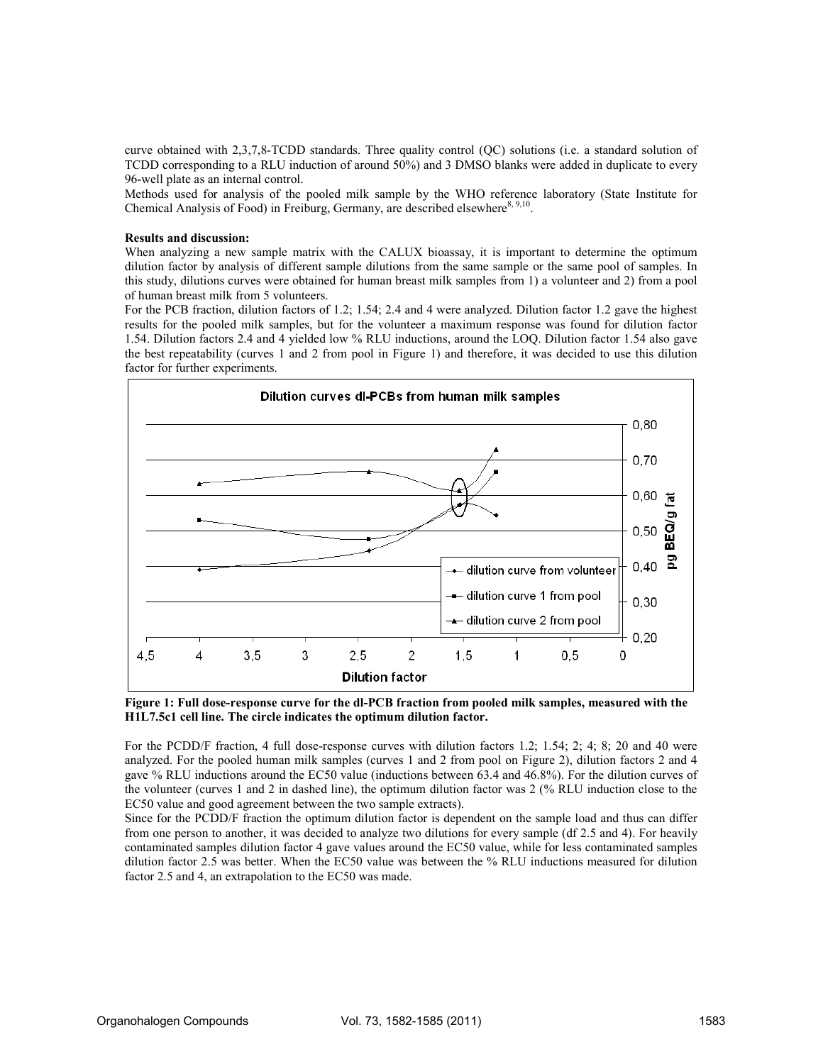curve obtained with 2,3,7,8-TCDD standards. Three quality control (QC) solutions (i.e. a standard solution of TCDD corresponding to a RLU induction of around 50%) and 3 DMSO blanks were added in duplicate to every 96-well plate as an internal control.

Methods used for analysis of the pooled milk sample by the WHO reference laboratory (State Institute for Chemical Analysis of Food) in Freiburg, Germany, are described elsewhere[8, 9,10].

**Results and discussion:**

When analyzing a new sample matrix with the CALUX bioassay, it is important to determine the optimum dilution factor by analysis of different sample dilutions from the same sample or the same pool of samples. In this study, dilutions curves were obtained for human breast milk samples from 1) a volunteer and 2) from a pool of human breast milk from 5 volunteers.

For the PCB fraction, dilution factors of 1.2; 1.54; 2.4 and 4 were analyzed. Dilution factor 1.2 gave the highest results for the pooled milk samples, but for the volunteer a maximum response was found for dilution factor 1.54. Dilution factors 2.4 and 4 yielded low % RLU inductions, around the LOQ. Dilution factor 1.54 also gave the best repeatability (curves 1 and 2 from pool in Figure 1) and therefore, it was decided to use this dilution factor for further experiments.

**Figure 1: Full dose-response curve for the dl-PCB fraction from pooled milk samples, measured with the H1L7.5c1 cell line. The circle indicates the optimum dilution factor.**

For the PCDD/F fraction, 4 full dose-response curves with dilution factors 1.2; 1.54; 2; 4; 8; 20 and 40 were analyzed. For the pooled human milk samples (curves 1 and 2 from pool on Figure 2), dilution factors 2 and 4 gave % RLU inductions around the EC50 value (inductions between 63.4 and 46.8%). For the dilution curves of the volunteer (curves 1 and 2 in dashed line), the optimum dilution factor was 2 (% RLU induction close to the EC50 value and good agreement between the two sample extracts).

Since for the PCDD/F fraction the optimum dilution factor is dependent on the sample load and thus can differ from one person to another, it was decided to analyze two dilutions for every sample (df 2.5 and 4). For heavily contaminated samples dilution factor 4 gave values around the EC50 value, while for less contaminated samples dilution factor 2.5 was better. When the EC50 value was between the % RLU inductions measured for dilution factor 2.5 and 4, an extrapolation to the EC50 was made.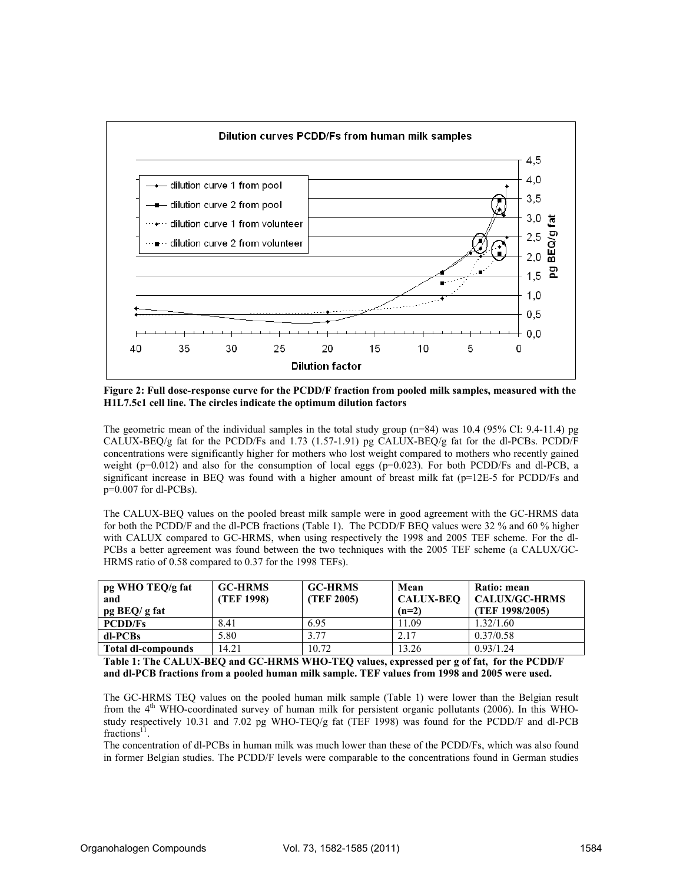**Figure 2: Full dose-response curve for the PCDD/F fraction from pooled milk samples, measured with the H1L7.5c1 cell line. The circles indicate the optimum dilution factors**

The geometric mean of the individual samples in the total study group (n=84) was 10.4 (95% CI: 9.4-11.4) pg CALUX-BEQ/g fat for the PCDD/Fs and 1.73 (1.57-1.91) pg CALUX-BEQ/g fat for the dl-PCBs. PCDD/F concentrations were significantly higher for mothers who lost weight compared to mothers who recently gained weight (p=0.012) and also for the consumption of local eggs (p=0.023). For both PCDD/Fs and dl-PCB, a significant increase in BEQ was found with a higher amount of breast milk fat (p=12E-5 for PCDD/Fs and p=0.007 for dl-PCBs).

The CALUX-BEQ values on the pooled breast milk sample were in good agreement with the GC-HRMS data for both the PCDD/F and the dl-PCB fractions (Table 1). The PCDD/F BEQ values were 32 % and 60 % higher with CALUX compared to GC-HRMS, when using respectively the 1998 and 2005 TEF scheme. For the dl-PCBs a better agreement was found between the two techniques with the 2005 TEF scheme (a CALUX/GC-HRMS ratio of 0.58 compared to 0.37 for the 1998 TEFs).

| pg WHO TEQ/g fat and pg BEQ/ g fat | GC-HRMS (TEF 1998) | GC-HRMS (TEF 2005) | Mean CALUX-BEQ (n=2) | Ratio: mean CALUX/GC-HRMS (TEF 1998/2005) |
|---|---|---|---|---|
| **PCDD/Fs** | 8.41 | 6.95 | 11.09 | 1.32/1.60 |
| **dl-PCBs** | 5.80 | 3.77 | 2.17 | 0.37/0.58 |
| **Total dl-compounds** | 14.21 | 10.72 | 13.26 | 0.93/1.24 |

**Table 1: The CALUX-BEQ and GC-HRMS WHO-TEQ values, expressed per g of fat, for the PCDD/F and dl-PCB fractions from a pooled human milk sample. TEF values from 1998 and 2005 were used.**

The GC-HRMS TEQ values on the pooled human milk sample (Table 1) were lower than the Belgian result from the 4th WHO-coordinated survey of human milk for persistent organic pollutants (2006). In this WHO-study respectively 10.31 and 7.02 pg WHO-TEQ/g fat (TEF 1998) was found for the PCDD/F and dl-PCB fractions[11].

The concentration of dl-PCBs in human milk was much lower than these of the PCDD/Fs, which was also found in former Belgian studies. The PCDD/F levels were comparable to the concentrations found in German studies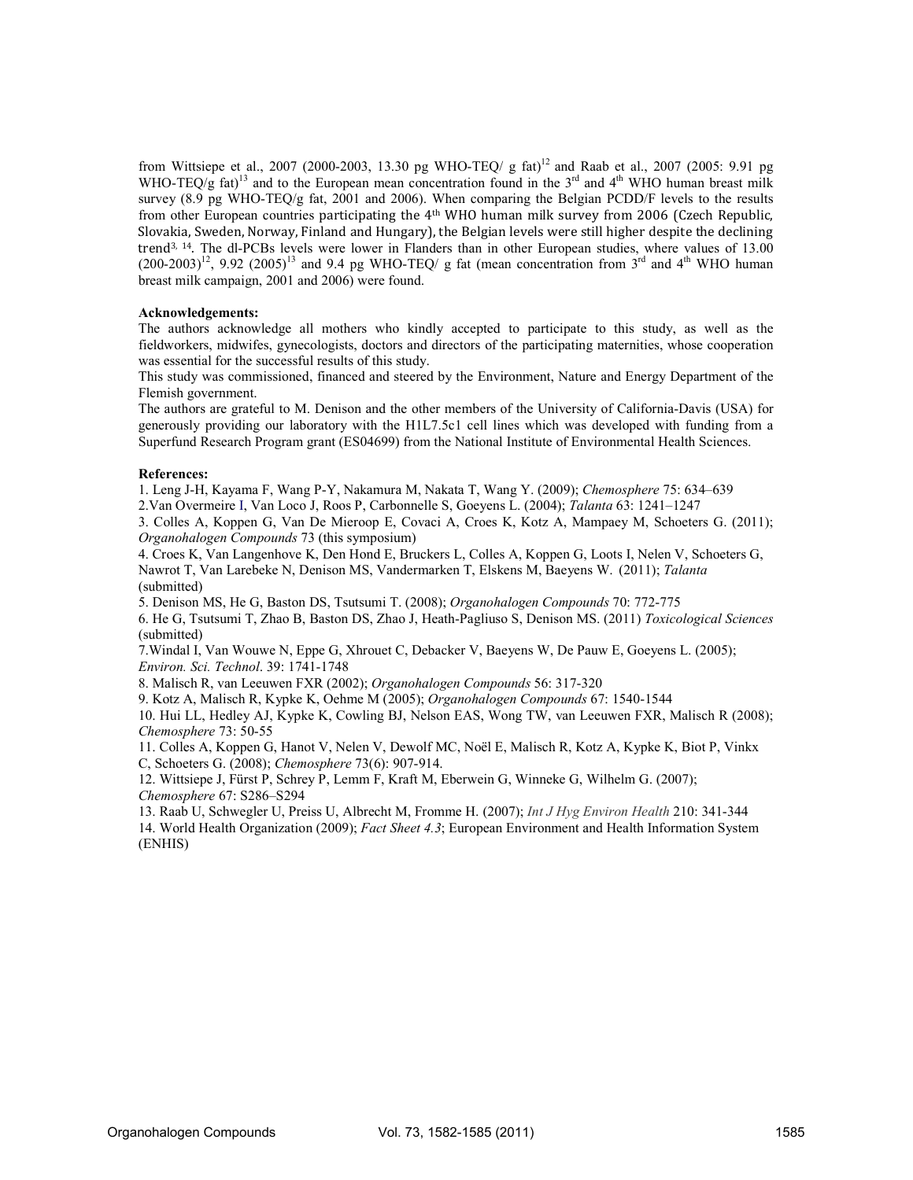from Wittsiepe et al., 2007 (2000-2003, 13.30 pg WHO-TEQ/ g fat)[12] and Raab et al., 2007 (2005: 9.91 pg WHO-TEQ/g fat)[13] and to the European mean concentration found in the 3rd and 4th WHO human breast milk survey (8.9 pg WHO-TEQ/g fat, 2001 and 2006). When comparing the Belgian PCDD/F levels to the results from other European countries participating the 4th WHO human milk survey from 2006 (Czech Republic, Slovakia, Sweden, Norway, Finland and Hungary), the Belgian levels were still higher despite the declining trend[3, 14]. The dl-PCBs levels were lower in Flanders than in other European studies, where values of 13.00 (200-2003)[12], 9.92 (2005)[13] and 9.4 pg WHO-TEQ/ g fat (mean concentration from 3rd and 4th WHO human breast milk campaign, 2001 and 2006) were found.

**Acknowledgements:**

The authors acknowledge all mothers who kindly accepted to participate to this study, as well as the fieldworkers, midwifes, gynecologists, doctors and directors of the participating maternities, whose cooperation was essential for the successful results of this study.

This study was commissioned, financed and steered by the Environment, Nature and Energy Department of the Flemish government.

The authors are grateful to M. Denison and the other members of the University of California-Davis (USA) for generously providing our laboratory with the H1L7.5c1 cell lines which was developed with funding from a Superfund Research Program grant (ES04699) from the National Institute of Environmental Health Sciences.

**References:**

1. Leng J-H, Kayama F, Wang P-Y, Nakamura M, Nakata T, Wang Y. (2009); *Chemosphere* 75: 634–639
2. Van Overmeire I, Van Loco J, Roos P, Carbonnelle S, Goeyens L. (2004); *Talanta* 63: 1241–1247
3. Colles A, Koppen G, Van De Mieroop E, Covaci A, Croes K, Kotz A, Mampaey M, Schoeters G. (2011); *Organohalogen Compounds* 73 (this symposium)
4. Croes K, Van Langenhove K, Den Hond E, Bruckers L, Colles A, Koppen G, Loots I, Nelen V, Schoeters G, Nawrot T, Van Larebeke N, Denison MS, Vandermarken T, Elskens M, Baeyens W. (2011); *Talanta* (submitted)
5. Denison MS, He G, Baston DS, Tsutsumi T. (2008); *Organohalogen Compounds* 70: 772-775
6. He G, Tsutsumi T, Zhao B, Baston DS, Zhao J, Heath-Pagliuso S, Denison MS. (2011) *Toxicological Sciences* (submitted)
7. Windal I, Van Wouwe N, Eppe G, Xhrouet C, Debacker V, Baeyens W, De Pauw E, Goeyens L. (2005); *Environ. Sci. Technol*. 39: 1741-1748
8. Malisch R, van Leeuwen FXR (2002); *Organohalogen Compounds* 56: 317-320
9. Kotz A, Malisch R, Kypke K, Oehme M (2005); *Organohalogen Compounds* 67: 1540-1544
10. Hui LL, Hedley AJ, Kypke K, Cowling BJ, Nelson EAS, Wong TW, van Leeuwen FXR, Malisch R (2008); *Chemosphere* 73: 50-55
11. Colles A, Koppen G, Hanot V, Nelen V, Dewolf MC, Noël E, Malisch R, Kotz A, Kypke K, Biot P, Vinkx C, Schoeters G. (2008); *Chemosphere* 73(6): 907-914.
12. Wittsiepe J, Fürst P, Schrey P, Lemm F, Kraft M, Eberwein G, Winneke G, Wilhelm G. (2007); *Chemosphere* 67: S286–S294
13. Raab U, Schwegler U, Preiss U, Albrecht M, Fromme H. (2007); *Int J Hyg Environ Health* 210: 341-344
14. World Health Organization (2009); *Fact Sheet 4.3*; European Environment and Health Information System (ENHIS)